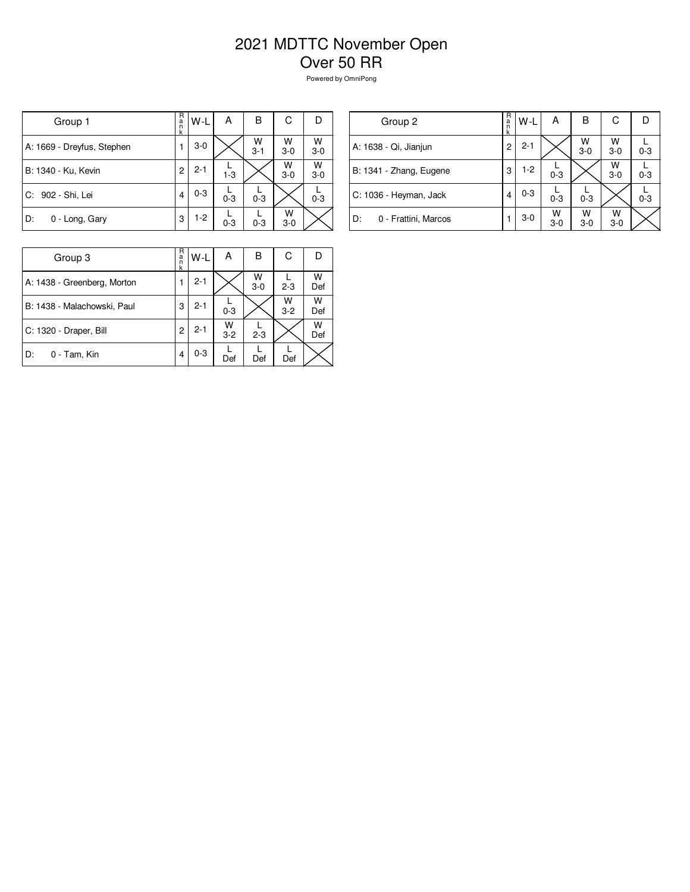# 2021 MDTTC November Open

## Over 50 RR

Powered by OmniPong

| Group 1 | Rank | W-L | A | B | C | D |
|---|---|---|---|---|---|---|
| A: 1669 - Dreyfus, Stephen | 1 | 3-0 | | W 3-1 | W 3-0 | W 3-0 |
| B: 1340 - Ku, Kevin | 2 | 2-1 | L 1-3 | | W 3-0 | W 3-0 |
| C: 902 - Shi, Lei | 4 | 0-3 | L 0-3 | L 0-3 | | L 0-3 |
| D: 0 - Long, Gary | 3 | 1-2 | L 0-3 | L 0-3 | W 3-0 | |

| Group 2 | Rank | W-L | A | B | C | D |
|---|---|---|---|---|---|---|
| A: 1638 - Qi, Jianjun | 2 | 2-1 | | W 3-0 | W 3-0 | L 0-3 |
| B: 1341 - Zhang, Eugene | 3 | 1-2 | L 0-3 | | W 3-0 | L 0-3 |
| C: 1036 - Heyman, Jack | 4 | 0-3 | L 0-3 | L 0-3 | | L 0-3 |
| D: 0 - Frattini, Marcos | 1 | 3-0 | W 3-0 | W 3-0 | W 3-0 | |

| Group 3 | Rank | W-L | A | B | C | D |
|---|---|---|---|---|---|---|
| A: 1438 - Greenberg, Morton | 1 | 2-1 | | W 3-0 | L 2-3 | W Def |
| B: 1438 - Malachowski, Paul | 3 | 2-1 | L 0-3 | | W 3-2 | W Def |
| C: 1320 - Draper, Bill | 2 | 2-1 | W 3-2 | L 2-3 | | W Def |
| D: 0 - Tam, Kin | 4 | 0-3 | L Def | L Def | L Def | |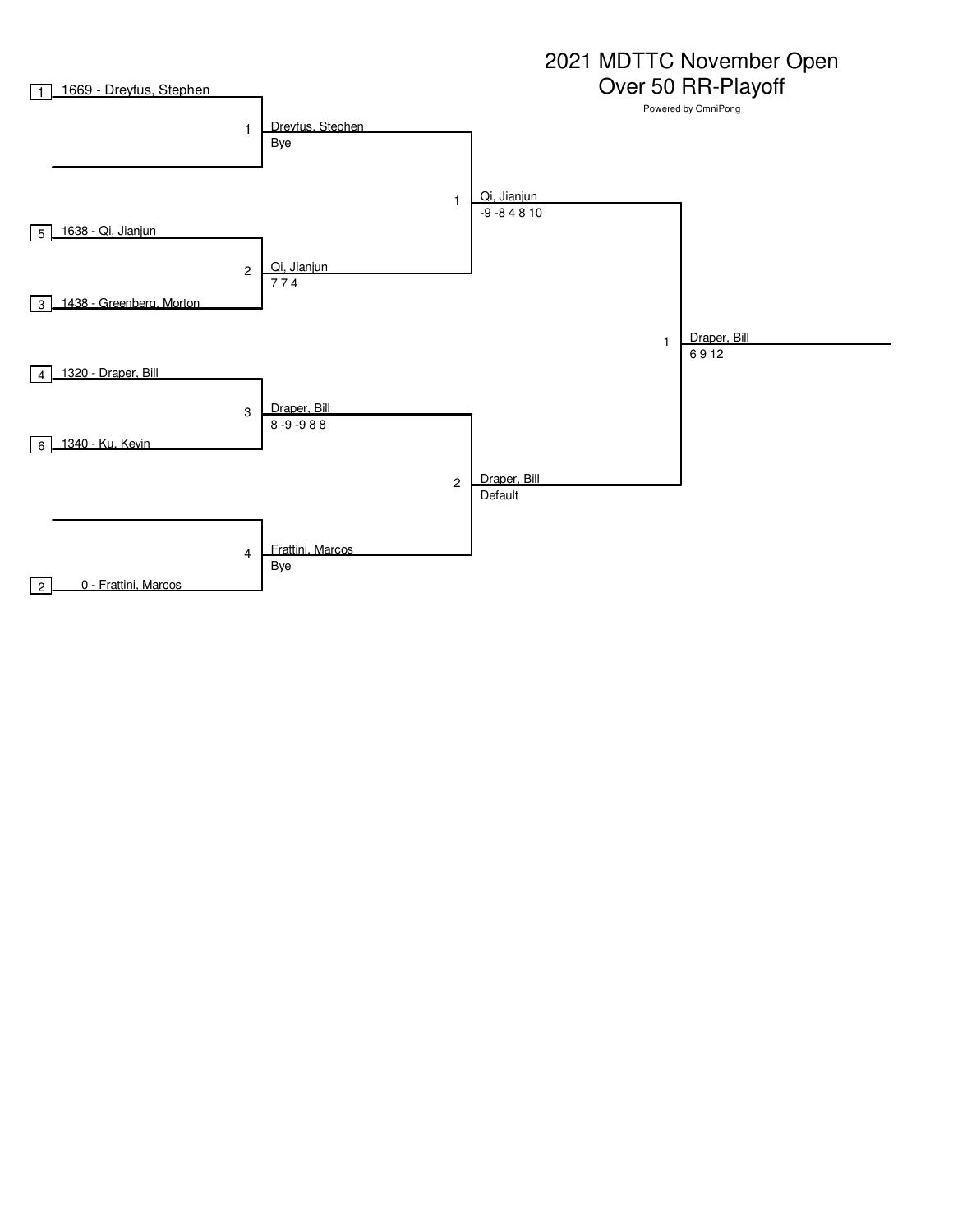# 2021 MDTTC November Open

## Over 50 RR-Playoff

Powered by OmniPong

1 1669 - Dreyfus, Stephen

5 1638 - Qi, Jianjun

3 1438 - Greenberg, Morton

4 1320 - Draper, Bill

6 1340 - Ku, Kevin

2 0 - Frattini, Marcos

**Round 1**

1 Dreyfus, Stephen
Bye

2 Qi, Jianjun
7 7 4

3 Draper, Bill
8 -9 -9 8 8

4 Frattini, Marcos
Bye

**Round 2**

1 Qi, Jianjun
-9 -8 4 8 10

2 Draper, Bill
Default

**Final**

1 Draper, Bill
6 9 12